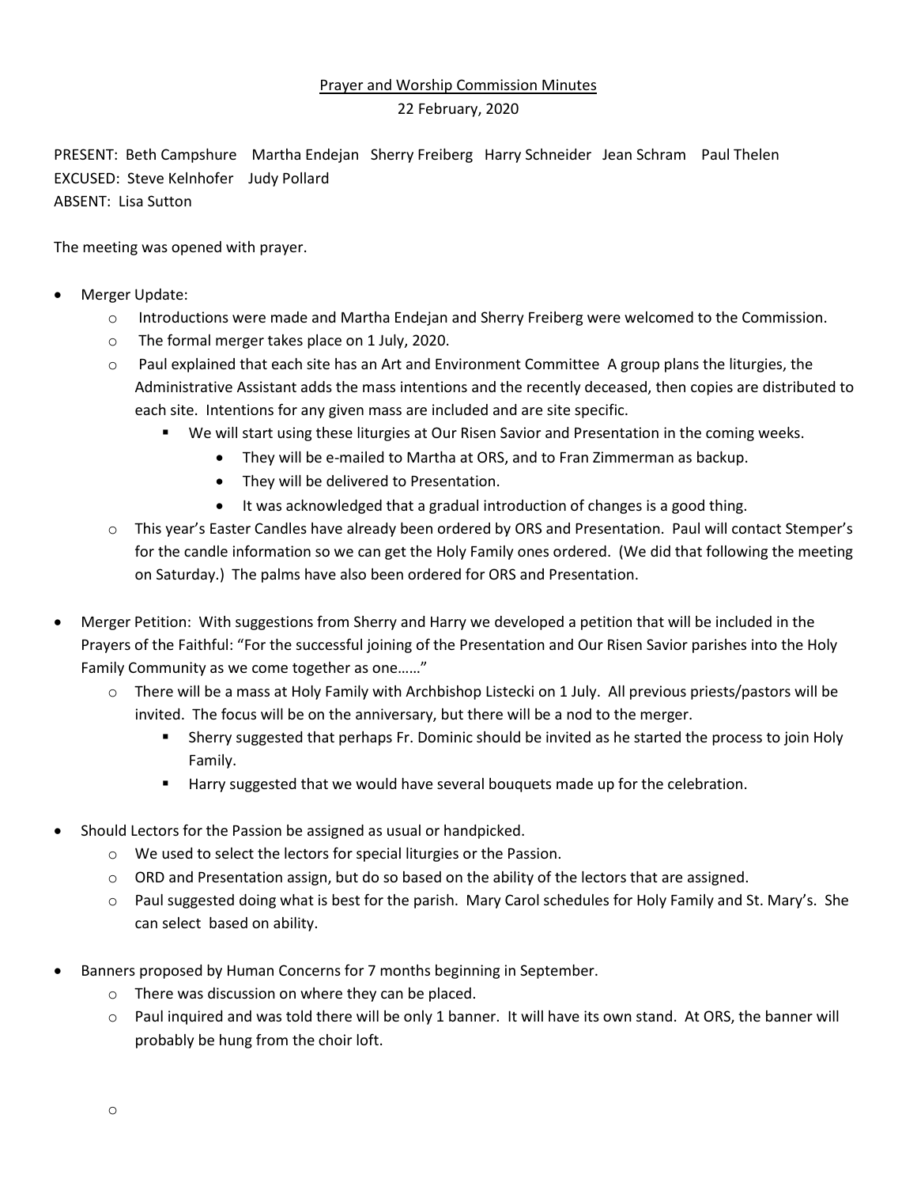<u>Prayer and Worship Commission Minutes</u>

22 February, 2020

PRESENT: Beth Campshure Martha Endejan Sherry Freiberg Harry Schneider Jean Schram Paul Thelen
EXCUSED: Steve Kelnhofer Judy Pollard
ABSENT: Lisa Sutton

The meeting was opened with prayer.

- Merger Update:
  - Introductions were made and Martha Endejan and Sherry Freiberg were welcomed to the Commission.
  - The formal merger takes place on 1 July, 2020.
  - Paul explained that each site has an Art and Environment Committee A group plans the liturgies, the Administrative Assistant adds the mass intentions and the recently deceased, then copies are distributed to each site. Intentions for any given mass are included and are site specific.
    - We will start using these liturgies at Our Risen Savior and Presentation in the coming weeks.
      - They will be e-mailed to Martha at ORS, and to Fran Zimmerman as backup.
      - They will be delivered to Presentation.
      - It was acknowledged that a gradual introduction of changes is a good thing.
  - This year's Easter Candles have already been ordered by ORS and Presentation. Paul will contact Stemper's for the candle information so we can get the Holy Family ones ordered. (We did that following the meeting on Saturday.) The palms have also been ordered for ORS and Presentation.

- Merger Petition: With suggestions from Sherry and Harry we developed a petition that will be included in the Prayers of the Faithful: "For the successful joining of the Presentation and Our Risen Savior parishes into the Holy Family Community as we come together as one……"
  - There will be a mass at Holy Family with Archbishop Listecki on 1 July. All previous priests/pastors will be invited. The focus will be on the anniversary, but there will be a nod to the merger.
    - Sherry suggested that perhaps Fr. Dominic should be invited as he started the process to join Holy Family.
    - Harry suggested that we would have several bouquets made up for the celebration.

- Should Lectors for the Passion be assigned as usual or handpicked.
  - We used to select the lectors for special liturgies or the Passion.
  - ORD and Presentation assign, but do so based on the ability of the lectors that are assigned.
  - Paul suggested doing what is best for the parish. Mary Carol schedules for Holy Family and St. Mary's. She can select based on ability.

- Banners proposed by Human Concerns for 7 months beginning in September.
  - There was discussion on where they can be placed.
  - Paul inquired and was told there will be only 1 banner. It will have its own stand. At ORS, the banner will probably be hung from the choir loft.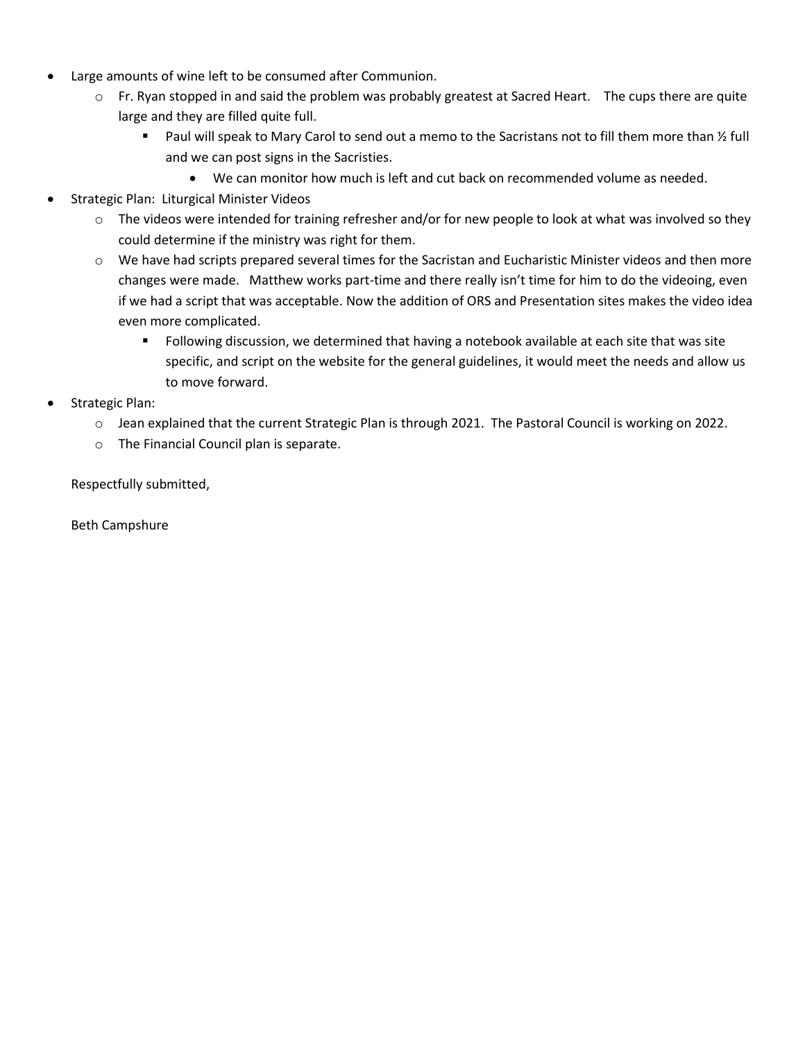- Large amounts of wine left to be consumed after Communion.
  - Fr. Ryan stopped in and said the problem was probably greatest at Sacred Heart. The cups there are quite large and they are filled quite full.
    - Paul will speak to Mary Carol to send out a memo to the Sacristans not to fill them more than ½ full and we can post signs in the Sacristies.
      - We can monitor how much is left and cut back on recommended volume as needed.
- Strategic Plan: Liturgical Minister Videos
  - The videos were intended for training refresher and/or for new people to look at what was involved so they could determine if the ministry was right for them.
  - We have had scripts prepared several times for the Sacristan and Eucharistic Minister videos and then more changes were made. Matthew works part-time and there really isn't time for him to do the videoing, even if we had a script that was acceptable. Now the addition of ORS and Presentation sites makes the video idea even more complicated.
    - Following discussion, we determined that having a notebook available at each site that was site specific, and script on the website for the general guidelines, it would meet the needs and allow us to move forward.
- Strategic Plan:
  - Jean explained that the current Strategic Plan is through 2021. The Pastoral Council is working on 2022.
  - The Financial Council plan is separate.

Respectfully submitted,

Beth Campshure